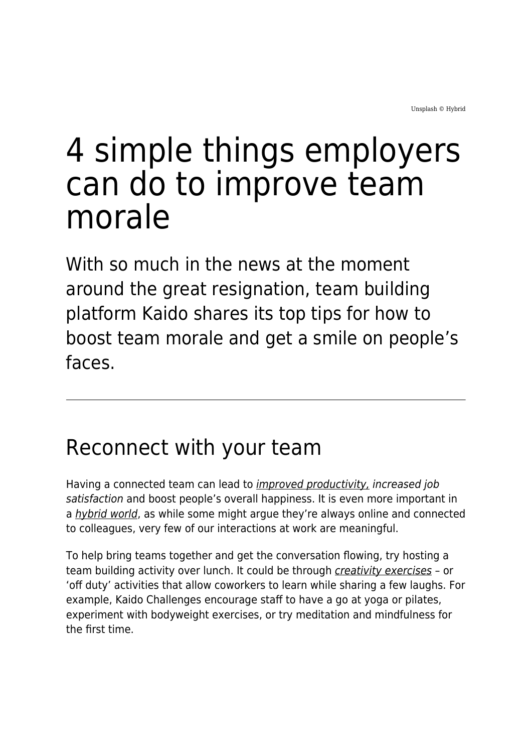Unsplash © Hybrid

# 4 simple things employers can do to improve team morale

With so much in the news at the moment around the great resignation, team building platform Kaido shares its top tips for how to boost team morale and get a smile on people's faces.

---

## Reconnect with your team

Having a connected team can lead to *improved productivity, increased job satisfaction* and boost people's overall happiness. It is even more important in a *hybrid world*, as while some might argue they're always online and connected to colleagues, very few of our interactions at work are meaningful.

To help bring teams together and get the conversation flowing, try hosting a team building activity over lunch. It could be through *creativity exercises* – or 'off duty' activities that allow coworkers to learn while sharing a few laughs. For example, Kaido Challenges encourage staff to have a go at yoga or pilates, experiment with bodyweight exercises, or try meditation and mindfulness for the first time.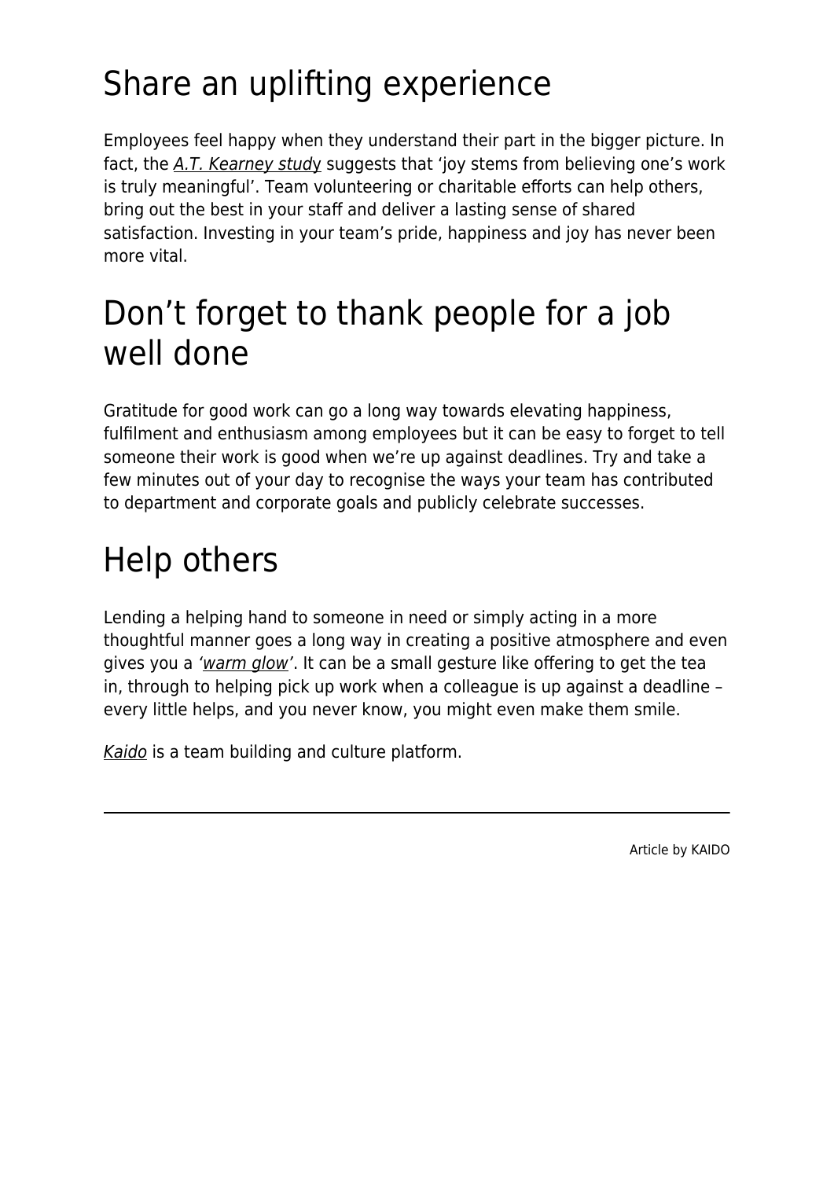# Share an uplifting experience

Employees feel happy when they understand their part in the bigger picture. In fact, the *A.T. Kearney study* suggests that 'joy stems from believing one's work is truly meaningful'. Team volunteering or charitable efforts can help others, bring out the best in your staff and deliver a lasting sense of shared satisfaction. Investing in your team's pride, happiness and joy has never been more vital.

# Don't forget to thank people for a job well done

Gratitude for good work can go a long way towards elevating happiness, fulfilment and enthusiasm among employees but it can be easy to forget to tell someone their work is good when we're up against deadlines. Try and take a few minutes out of your day to recognise the ways your team has contributed to department and corporate goals and publicly celebrate successes.

# Help others

Lending a helping hand to someone in need or simply acting in a more thoughtful manner goes a long way in creating a positive atmosphere and even gives you a *'warm glow'*. It can be a small gesture like offering to get the tea in, through to helping pick up work when a colleague is up against a deadline – every little helps, and you never know, you might even make them smile.

*Kaido* is a team building and culture platform.

---

Article by KAIDO